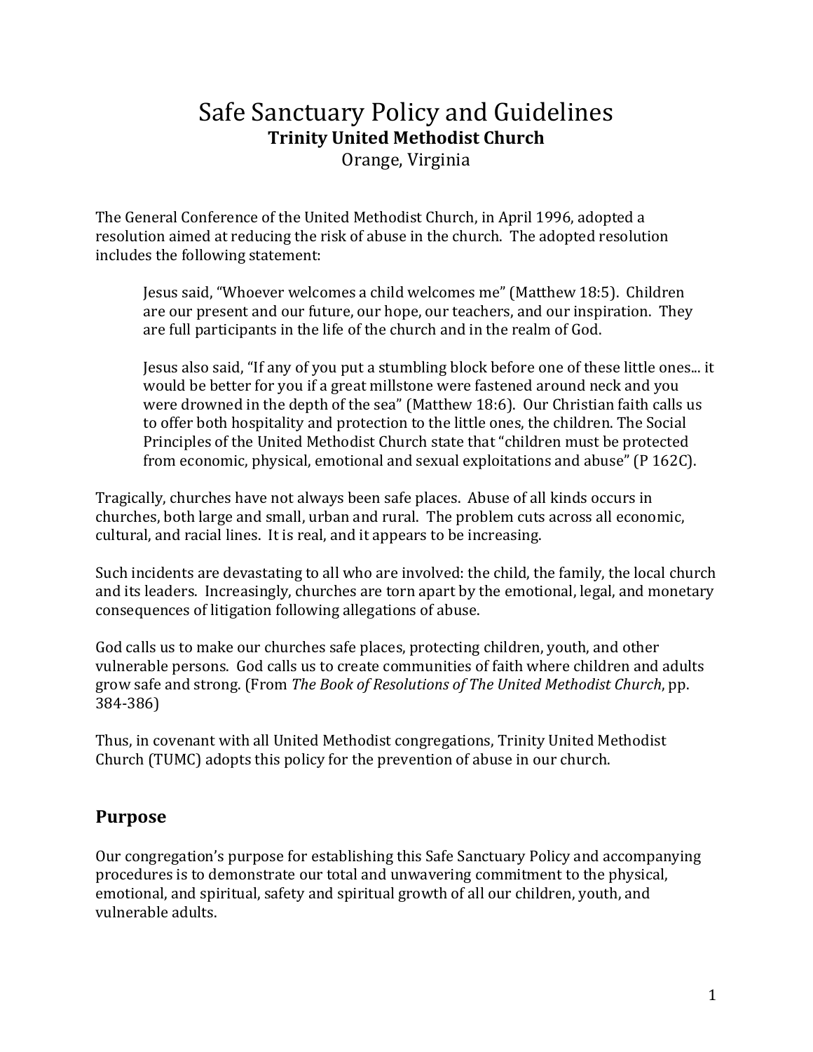# Safe Sanctuary Policy and Guidelines

**Trinity United Methodist Church**

Orange, Virginia

The General Conference of the United Methodist Church, in April 1996, adopted a resolution aimed at reducing the risk of abuse in the church. The adopted resolution includes the following statement:

> Jesus said, "Whoever welcomes a child welcomes me" (Matthew 18:5). Children are our present and our future, our hope, our teachers, and our inspiration. They are full participants in the life of the church and in the realm of God.
>
> Jesus also said, "If any of you put a stumbling block before one of these little ones... it would be better for you if a great millstone were fastened around neck and you were drowned in the depth of the sea" (Matthew 18:6). Our Christian faith calls us to offer both hospitality and protection to the little ones, the children. The Social Principles of the United Methodist Church state that "children must be protected from economic, physical, emotional and sexual exploitations and abuse" (P 162C).

Tragically, churches have not always been safe places. Abuse of all kinds occurs in churches, both large and small, urban and rural. The problem cuts across all economic, cultural, and racial lines. It is real, and it appears to be increasing.

Such incidents are devastating to all who are involved: the child, the family, the local church and its leaders. Increasingly, churches are torn apart by the emotional, legal, and monetary consequences of litigation following allegations of abuse.

God calls us to make our churches safe places, protecting children, youth, and other vulnerable persons. God calls us to create communities of faith where children and adults grow safe and strong. (From *The Book of Resolutions of The United Methodist Church*, pp. 384-386)

Thus, in covenant with all United Methodist congregations, Trinity United Methodist Church (TUMC) adopts this policy for the prevention of abuse in our church.

## Purpose

Our congregation's purpose for establishing this Safe Sanctuary Policy and accompanying procedures is to demonstrate our total and unwavering commitment to the physical, emotional, and spiritual, safety and spiritual growth of all our children, youth, and vulnerable adults.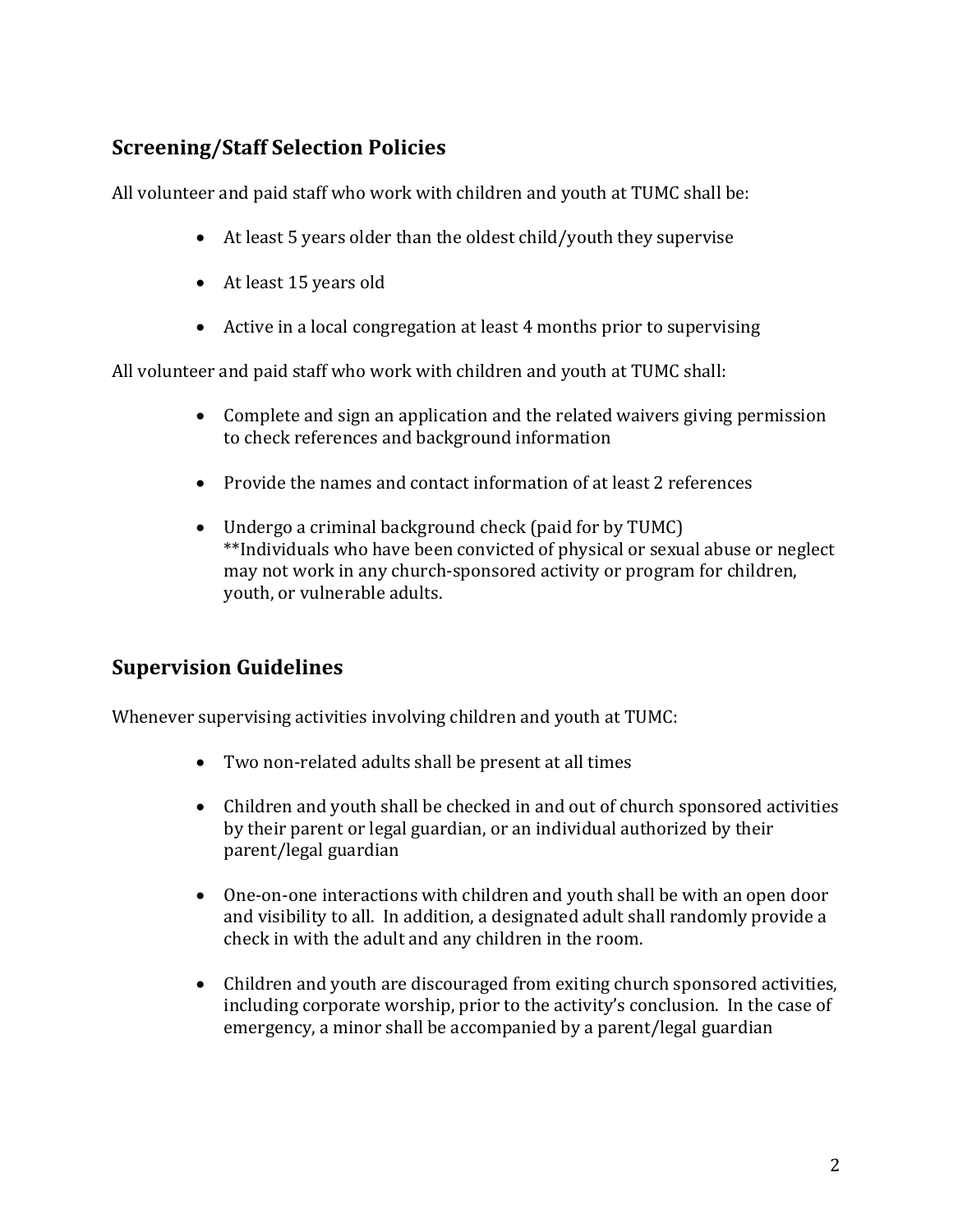## Screening/Staff Selection Policies

All volunteer and paid staff who work with children and youth at TUMC shall be:

- At least 5 years older than the oldest child/youth they supervise
- At least 15 years old
- Active in a local congregation at least 4 months prior to supervising

All volunteer and paid staff who work with children and youth at TUMC shall:

- Complete and sign an application and the related waivers giving permission to check references and background information
- Provide the names and contact information of at least 2 references
- Undergo a criminal background check (paid for by TUMC)
  **Individuals who have been convicted of physical or sexual abuse or neglect may not work in any church-sponsored activity or program for children, youth, or vulnerable adults.

## Supervision Guidelines

Whenever supervising activities involving children and youth at TUMC:

- Two non-related adults shall be present at all times
- Children and youth shall be checked in and out of church sponsored activities by their parent or legal guardian, or an individual authorized by their parent/legal guardian
- One-on-one interactions with children and youth shall be with an open door and visibility to all. In addition, a designated adult shall randomly provide a check in with the adult and any children in the room.
- Children and youth are discouraged from exiting church sponsored activities, including corporate worship, prior to the activity's conclusion. In the case of emergency, a minor shall be accompanied by a parent/legal guardian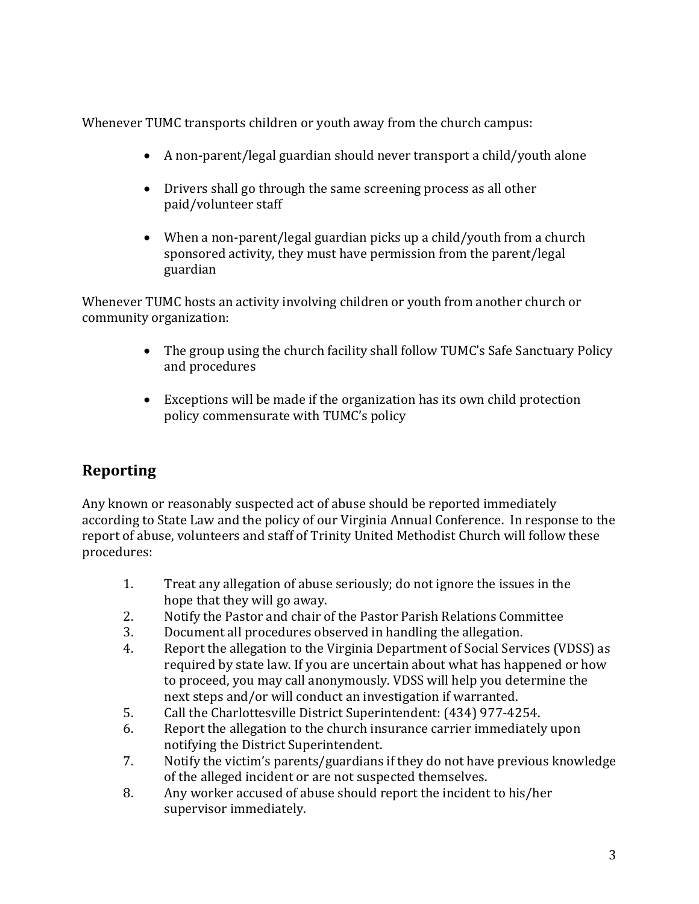Whenever TUMC transports children or youth away from the church campus:

- A non-parent/legal guardian should never transport a child/youth alone
- Drivers shall go through the same screening process as all other paid/volunteer staff
- When a non-parent/legal guardian picks up a child/youth from a church sponsored activity, they must have permission from the parent/legal guardian

Whenever TUMC hosts an activity involving children or youth from another church or community organization:

- The group using the church facility shall follow TUMC's Safe Sanctuary Policy and procedures
- Exceptions will be made if the organization has its own child protection policy commensurate with TUMC's policy

## Reporting

Any known or reasonably suspected act of abuse should be reported immediately according to State Law and the policy of our Virginia Annual Conference. In response to the report of abuse, volunteers and staff of Trinity United Methodist Church will follow these procedures:

1. Treat any allegation of abuse seriously; do not ignore the issues in the hope that they will go away.
2. Notify the Pastor and chair of the Pastor Parish Relations Committee
3. Document all procedures observed in handling the allegation.
4. Report the allegation to the Virginia Department of Social Services (VDSS) as required by state law. If you are uncertain about what has happened or how to proceed, you may call anonymously. VDSS will help you determine the next steps and/or will conduct an investigation if warranted.
5. Call the Charlottesville District Superintendent: (434) 977-4254.
6. Report the allegation to the church insurance carrier immediately upon notifying the District Superintendent.
7. Notify the victim's parents/guardians if they do not have previous knowledge of the alleged incident or are not suspected themselves.
8. Any worker accused of abuse should report the incident to his/her supervisor immediately.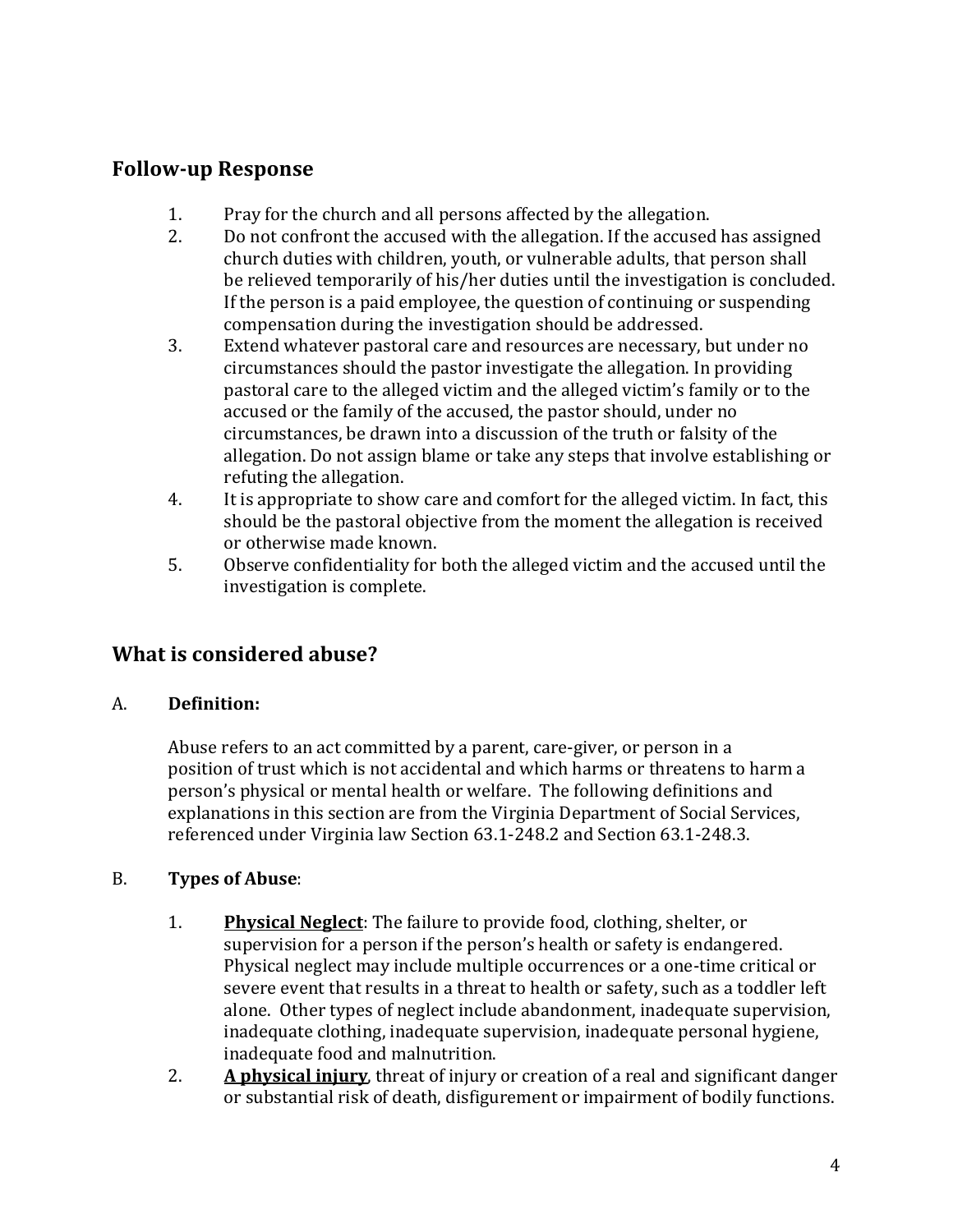## Follow-up Response

1. Pray for the church and all persons affected by the allegation.
2. Do not confront the accused with the allegation. If the accused has assigned church duties with children, youth, or vulnerable adults, that person shall be relieved temporarily of his/her duties until the investigation is concluded. If the person is a paid employee, the question of continuing or suspending compensation during the investigation should be addressed.
3. Extend whatever pastoral care and resources are necessary, but under no circumstances should the pastor investigate the allegation. In providing pastoral care to the alleged victim and the alleged victim's family or to the accused or the family of the accused, the pastor should, under no circumstances, be drawn into a discussion of the truth or falsity of the allegation. Do not assign blame or take any steps that involve establishing or refuting the allegation.
4. It is appropriate to show care and comfort for the alleged victim. In fact, this should be the pastoral objective from the moment the allegation is received or otherwise made known.
5. Observe confidentiality for both the alleged victim and the accused until the investigation is complete.

## What is considered abuse?

A. **Definition:**

Abuse refers to an act committed by a parent, care-giver, or person in a position of trust which is not accidental and which harms or threatens to harm a person's physical or mental health or welfare. The following definitions and explanations in this section are from the Virginia Department of Social Services, referenced under Virginia law Section 63.1-248.2 and Section 63.1-248.3.

B. **Types of Abuse**:

1. **<u>Physical Neglect</u>**: The failure to provide food, clothing, shelter, or supervision for a person if the person's health or safety is endangered. Physical neglect may include multiple occurrences or a one-time critical or severe event that results in a threat to health or safety, such as a toddler left alone. Other types of neglect include abandonment, inadequate supervision, inadequate clothing, inadequate supervision, inadequate personal hygiene, inadequate food and malnutrition.
2. **<u>A physical injury</u>**, threat of injury or creation of a real and significant danger or substantial risk of death, disfigurement or impairment of bodily functions.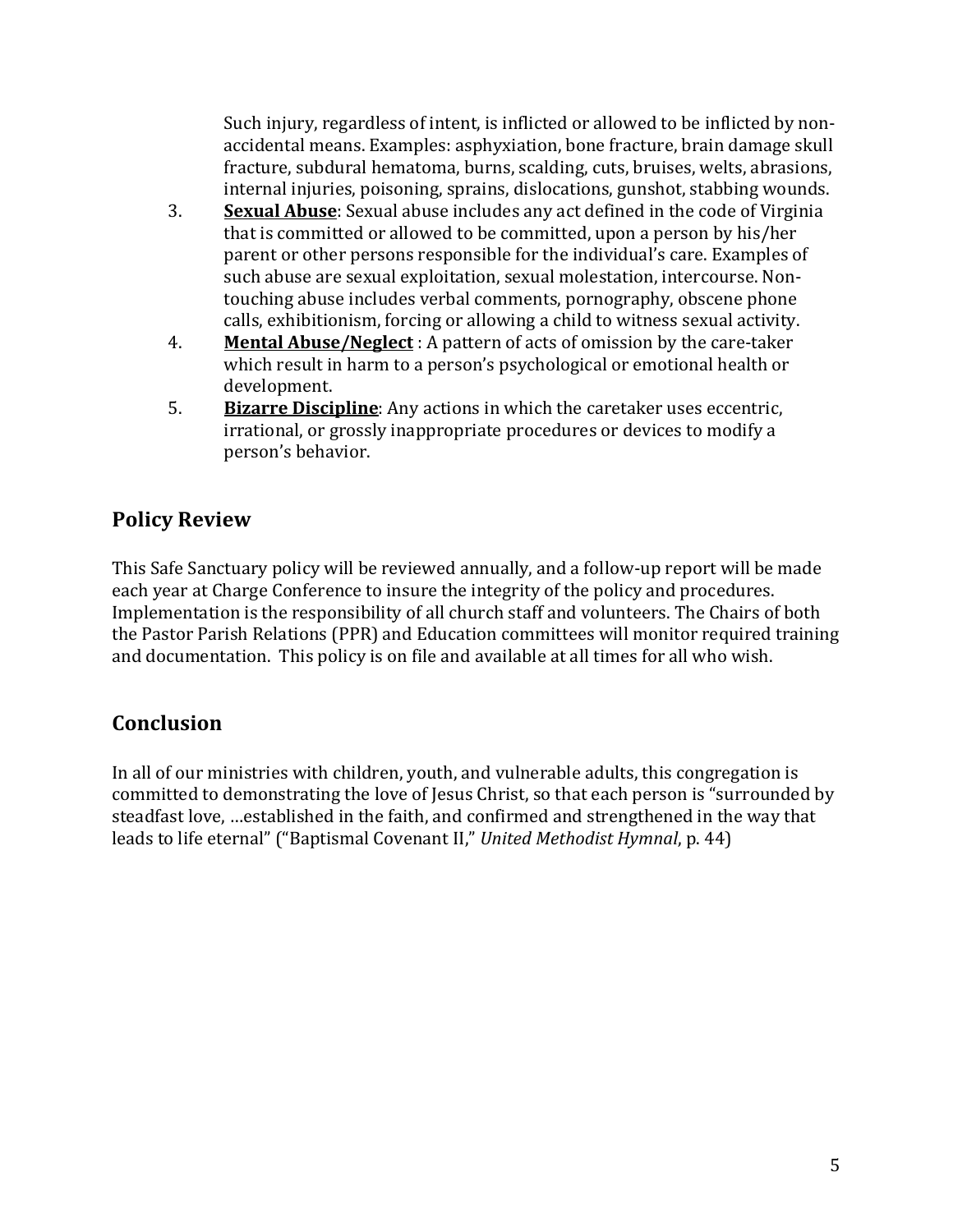Such injury, regardless of intent, is inflicted or allowed to be inflicted by non-accidental means. Examples: asphyxiation, bone fracture, brain damage skull fracture, subdural hematoma, burns, scalding, cuts, bruises, welts, abrasions, internal injuries, poisoning, sprains, dislocations, gunshot, stabbing wounds.

3. **Sexual Abuse**: Sexual abuse includes any act defined in the code of Virginia that is committed or allowed to be committed, upon a person by his/her parent or other persons responsible for the individual's care. Examples of such abuse are sexual exploitation, sexual molestation, intercourse. Non-touching abuse includes verbal comments, pornography, obscene phone calls, exhibitionism, forcing or allowing a child to witness sexual activity.
4. **Mental Abuse/Neglect** : A pattern of acts of omission by the care-taker which result in harm to a person's psychological or emotional health or development.
5. **Bizarre Discipline**: Any actions in which the caretaker uses eccentric, irrational, or grossly inappropriate procedures or devices to modify a person's behavior.

## Policy Review

This Safe Sanctuary policy will be reviewed annually, and a follow-up report will be made each year at Charge Conference to insure the integrity of the policy and procedures. Implementation is the responsibility of all church staff and volunteers. The Chairs of both the Pastor Parish Relations (PPR) and Education committees will monitor required training and documentation. This policy is on file and available at all times for all who wish.

## Conclusion

In all of our ministries with children, youth, and vulnerable adults, this congregation is committed to demonstrating the love of Jesus Christ, so that each person is "surrounded by steadfast love, …established in the faith, and confirmed and strengthened in the way that leads to life eternal" ("Baptismal Covenant II," *United Methodist Hymnal*, p. 44)